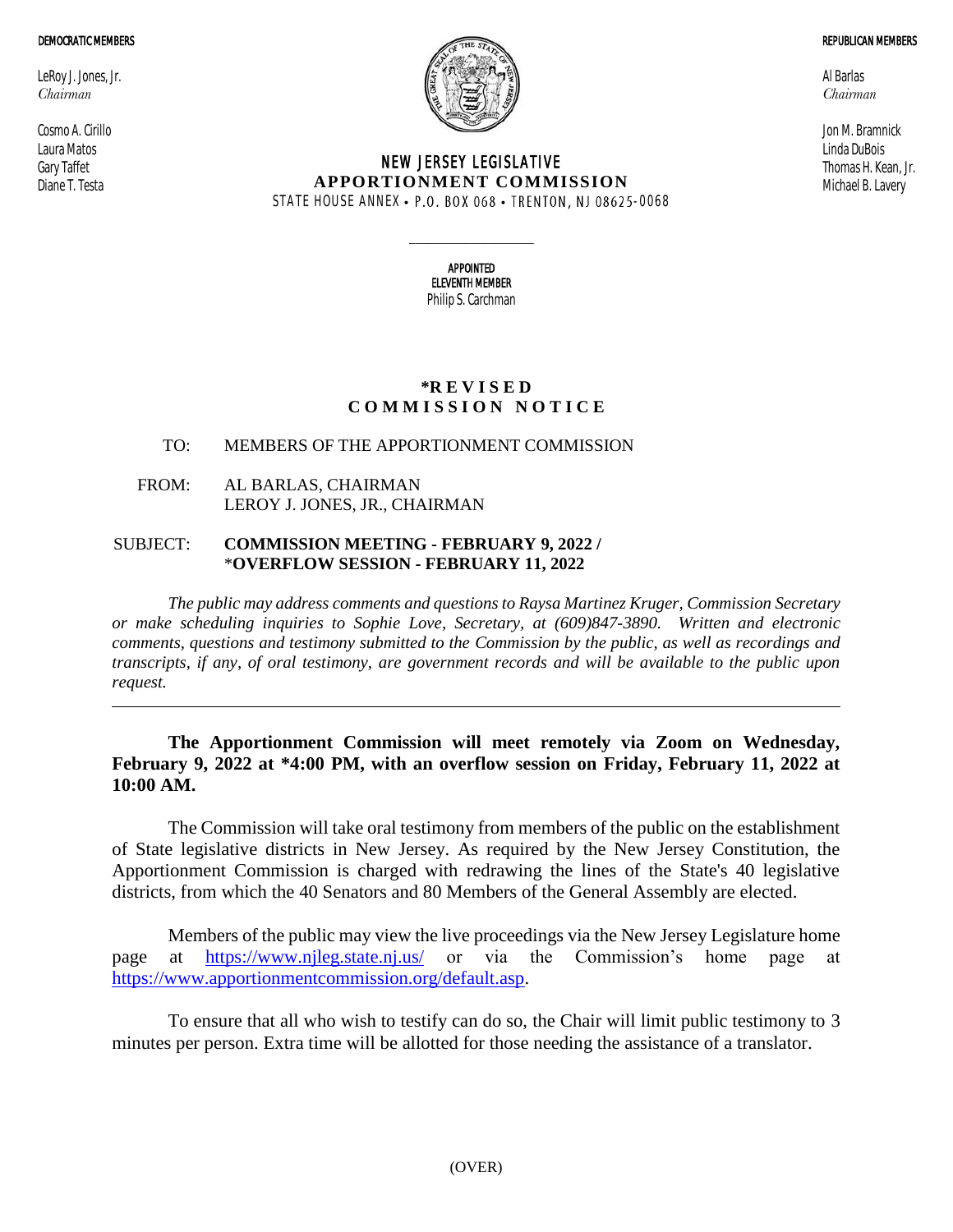**DEMOCRATIC MEMBERS**

LeRoy J. Jones, Jr.
*Chairman*

Cosmo A. Cirillo
Laura Matos
Gary Taffet
Diane T. Testa

**REPUBLICAN MEMBERS**

Al Barlas
*Chairman*

Jon M. Bramnick
Linda DuBois
Thomas H. Kean, Jr.
Michael B. Lavery

# NEW JERSEY LEGISLATIVE APPORTIONMENT COMMISSION

STATE HOUSE ANNEX • P.O. BOX 068 • TRENTON, NJ 08625-0068

**APPOINTED ELEVENTH MEMBER**
Philip S. Carchman

## *REVISED COMMISSION NOTICE

TO: MEMBERS OF THE APPORTIONMENT COMMISSION

FROM: AL BARLAS, CHAIRMAN
LEROY J. JONES, JR., CHAIRMAN

SUBJECT: **COMMISSION MEETING - FEBRUARY 9, 2022 /**
***OVERFLOW SESSION - FEBRUARY 11, 2022**

*The public may address comments and questions to Raysa Martinez Kruger, Commission Secretary or make scheduling inquiries to Sophie Love, Secretary, at (609)847-3890. Written and electronic comments, questions and testimony submitted to the Commission by the public, as well as recordings and transcripts, if any, of oral testimony, are government records and will be available to the public upon request.*

---

**The Apportionment Commission will meet remotely via Zoom on Wednesday, February 9, 2022 at *4:00 PM, with an overflow session on Friday, February 11, 2022 at 10:00 AM.**

The Commission will take oral testimony from members of the public on the establishment of State legislative districts in New Jersey. As required by the New Jersey Constitution, the Apportionment Commission is charged with redrawing the lines of the State's 40 legislative districts, from which the 40 Senators and 80 Members of the General Assembly are elected.

Members of the public may view the live proceedings via the New Jersey Legislature home page at https://www.njleg.state.nj.us/ or via the Commission's home page at https://www.apportionmentcommission.org/default.asp.

To ensure that all who wish to testify can do so, the Chair will limit public testimony to 3 minutes per person. Extra time will be allotted for those needing the assistance of a translator.

(OVER)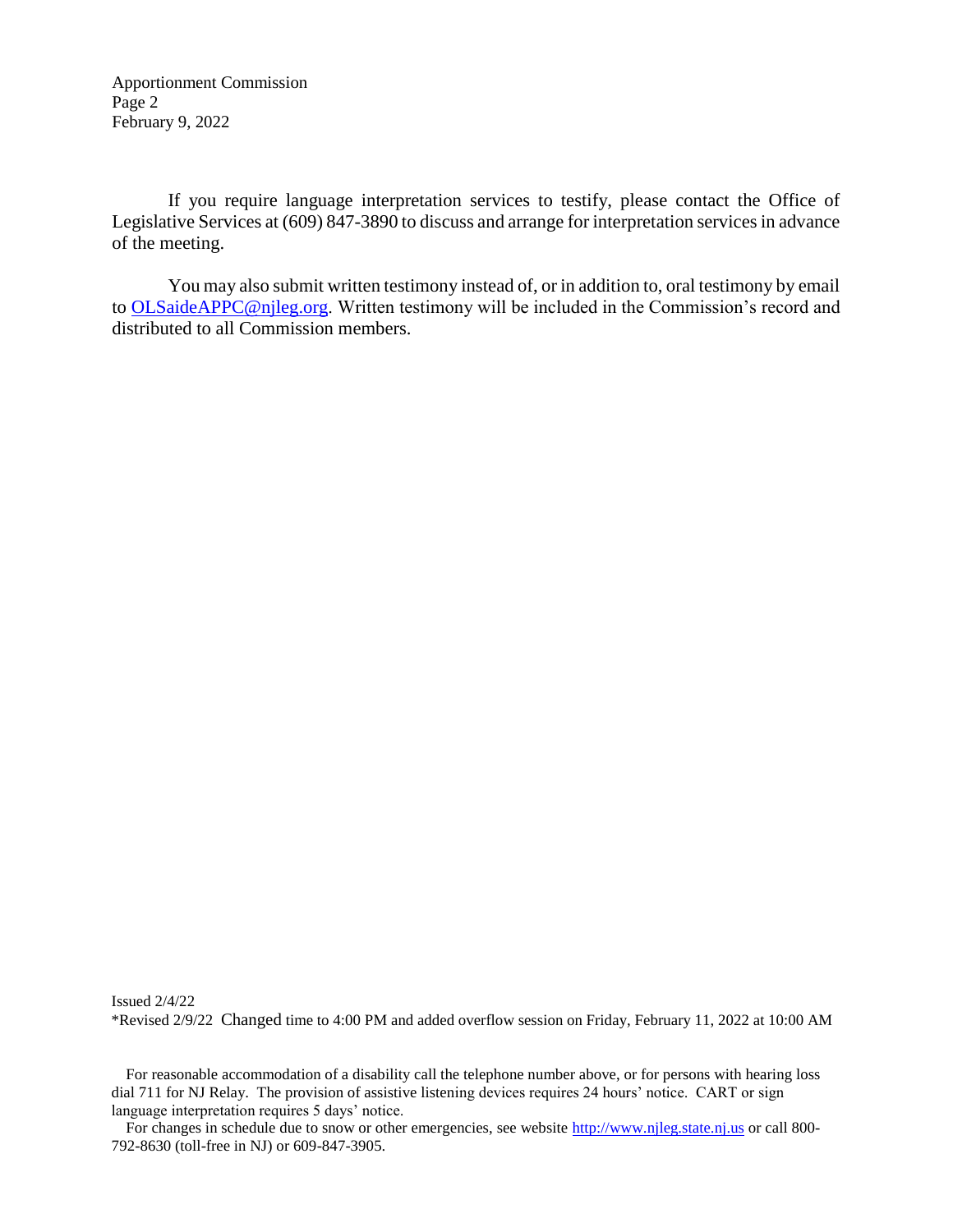If you require language interpretation services to testify, please contact the Office of Legislative Services at (609) 847-3890 to discuss and arrange for interpretation services in advance of the meeting.

You may also submit written testimony instead of, or in addition to, oral testimony by email to OLSaideAPPC@njleg.org. Written testimony will be included in the Commission's record and distributed to all Commission members.

Issued 2/4/22
*Revised 2/9/22 Changed time to 4:00 PM and added overflow session on Friday, February 11, 2022 at 10:00 AM

For reasonable accommodation of a disability call the telephone number above, or for persons with hearing loss dial 711 for NJ Relay. The provision of assistive listening devices requires 24 hours' notice. CART or sign language interpretation requires 5 days' notice.

For changes in schedule due to snow or other emergencies, see website http://www.njleg.state.nj.us or call 800-792-8630 (toll-free in NJ) or 609-847-3905.